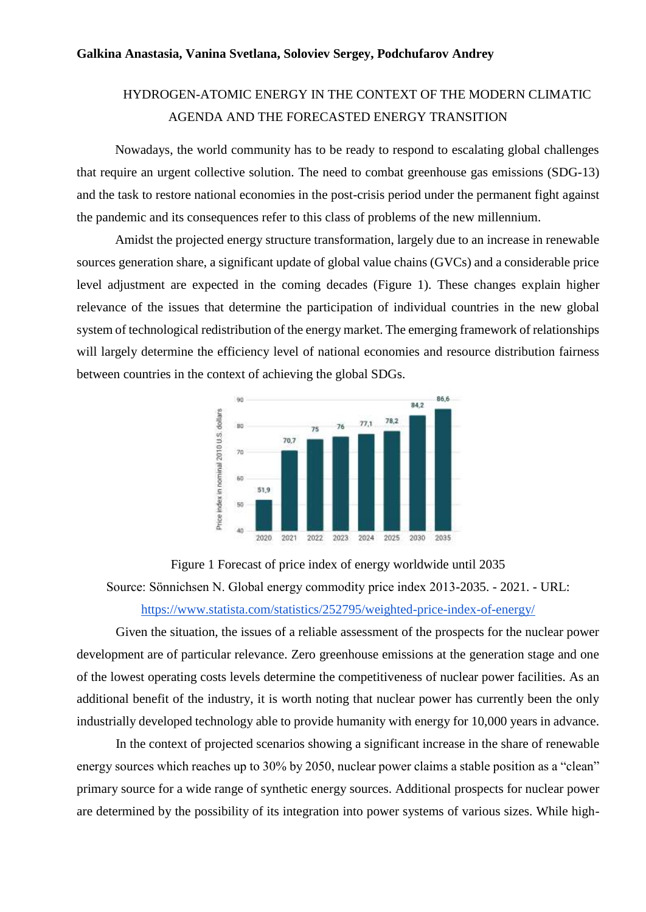**Galkina Anastasia, Vanina Svetlana, Soloviev Sergey, Podchufarov Andrey**

# HYDROGEN-ATOMIC ENERGY IN THE CONTEXT OF THE MODERN CLIMATIC AGENDA AND THE FORECASTED ENERGY TRANSITION

Nowadays, the world community has to be ready to respond to escalating global challenges that require an urgent collective solution. The need to combat greenhouse gas emissions (SDG-13) and the task to restore national economies in the post-crisis period under the permanent fight against the pandemic and its consequences refer to this class of problems of the new millennium.

Amidst the projected energy structure transformation, largely due to an increase in renewable sources generation share, a significant update of global value chains (GVCs) and a considerable price level adjustment are expected in the coming decades (Figure 1). These changes explain higher relevance of the issues that determine the participation of individual countries in the new global system of technological redistribution of the energy market. The emerging framework of relationships will largely determine the efficiency level of national economies and resource distribution fairness between countries in the context of achieving the global SDGs.

| Year | Price index in nominal 2010 U.S. dollars |
|---|---|
| 2020 | 51,9 |
| 2021 | 70,7 |
| 2022 | 75 |
| 2023 | 76 |
| 2024 | 77,1 |
| 2025 | 78,2 |
| 2030 | 84,2 |
| 2035 | 86,6 |

Figure 1 Forecast of price index of energy worldwide until 2035

Source: Sönnichsen N. Global energy commodity price index 2013-2035. - 2021. - URL: https://www.statista.com/statistics/252795/weighted-price-index-of-energy/

Given the situation, the issues of a reliable assessment of the prospects for the nuclear power development are of particular relevance. Zero greenhouse emissions at the generation stage and one of the lowest operating costs levels determine the competitiveness of nuclear power facilities. As an additional benefit of the industry, it is worth noting that nuclear power has currently been the only industrially developed technology able to provide humanity with energy for 10,000 years in advance.

In the context of projected scenarios showing a significant increase in the share of renewable energy sources which reaches up to 30% by 2050, nuclear power claims a stable position as a "clean" primary source for a wide range of synthetic energy sources. Additional prospects for nuclear power are determined by the possibility of its integration into power systems of various sizes. While high-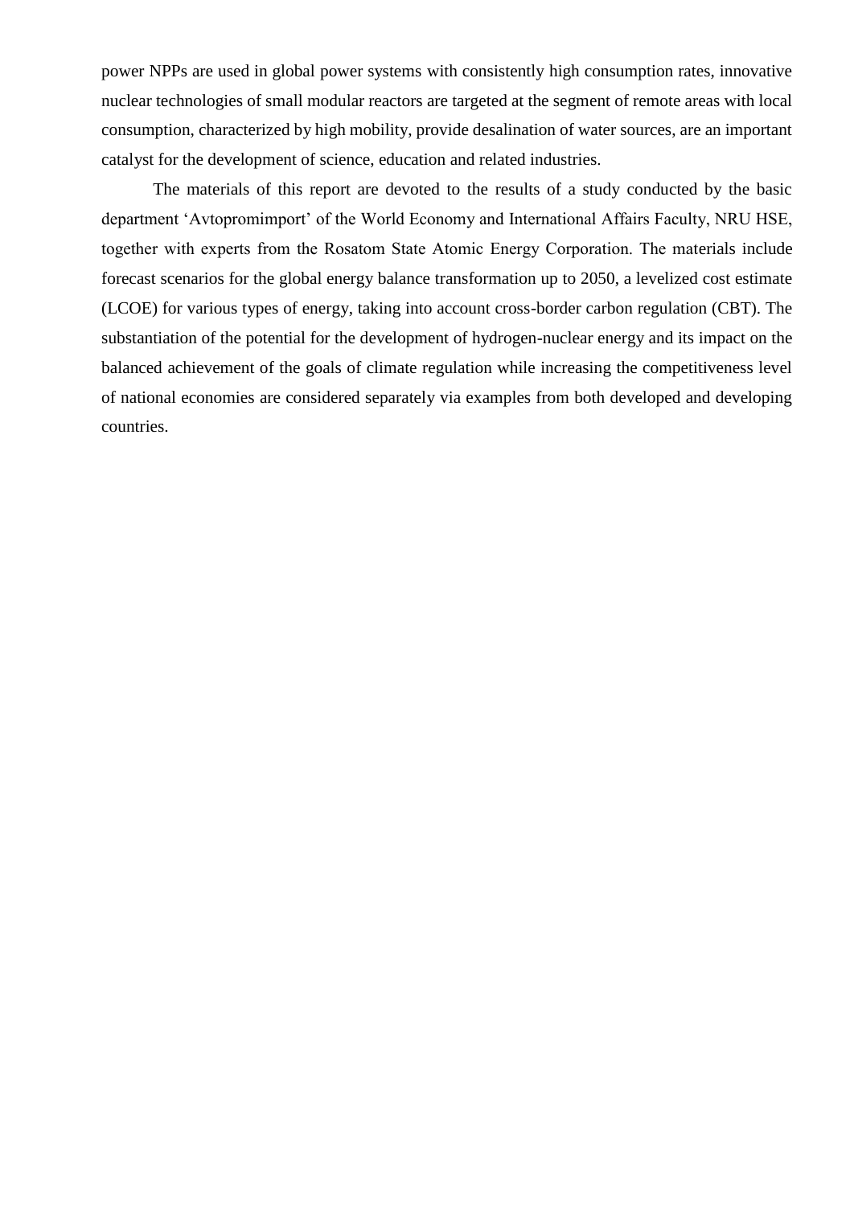power NPPs are used in global power systems with consistently high consumption rates, innovative nuclear technologies of small modular reactors are targeted at the segment of remote areas with local consumption, characterized by high mobility, provide desalination of water sources, are an important catalyst for the development of science, education and related industries.

The materials of this report are devoted to the results of a study conducted by the basic department 'Avtopromimport' of the World Economy and International Affairs Faculty, NRU HSE, together with experts from the Rosatom State Atomic Energy Corporation. The materials include forecast scenarios for the global energy balance transformation up to 2050, a levelized cost estimate (LCOE) for various types of energy, taking into account cross-border carbon regulation (CBT). The substantiation of the potential for the development of hydrogen-nuclear energy and its impact on the balanced achievement of the goals of climate regulation while increasing the competitiveness level of national economies are considered separately via examples from both developed and developing countries.